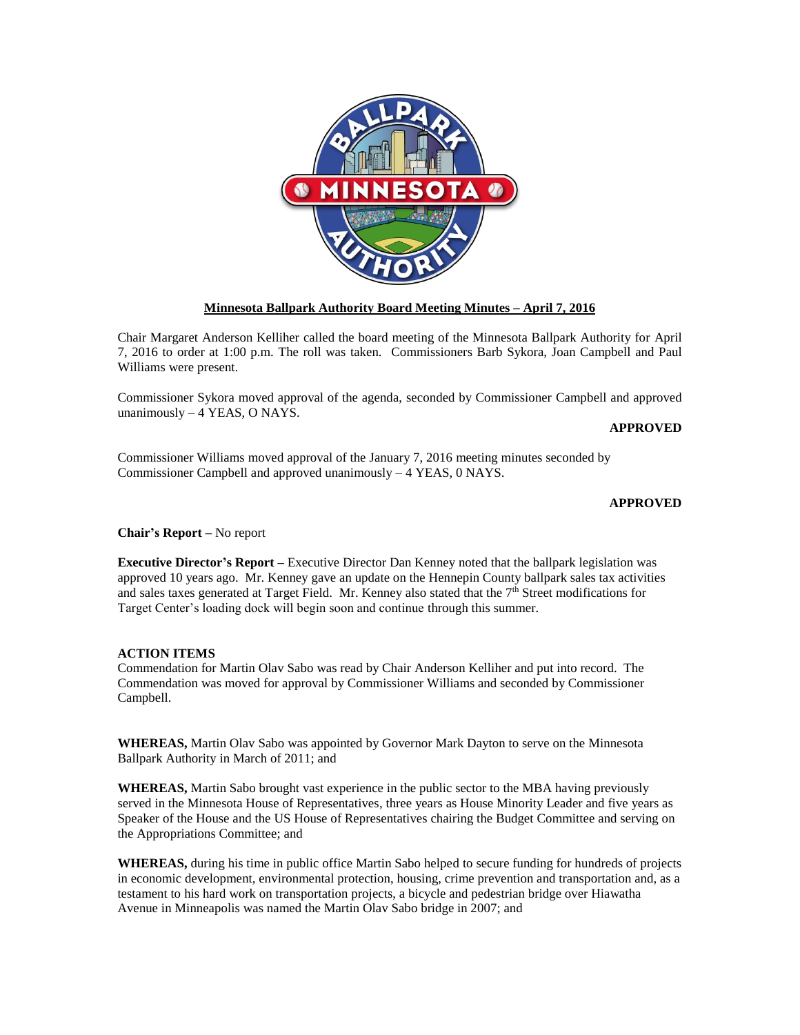**Minnesota Ballpark Authority Board Meeting Minutes – April 7, 2016**

Chair Margaret Anderson Kelliher called the board meeting of the Minnesota Ballpark Authority for April 7, 2016 to order at 1:00 p.m. The roll was taken. Commissioners Barb Sykora, Joan Campbell and Paul Williams were present.

Commissioner Sykora moved approval of the agenda, seconded by Commissioner Campbell and approved unanimously – 4 YEAS, O NAYS.

**APPROVED**

Commissioner Williams moved approval of the January 7, 2016 meeting minutes seconded by Commissioner Campbell and approved unanimously – 4 YEAS, 0 NAYS.

**APPROVED**

**Chair's Report –** No report

**Executive Director's Report –** Executive Director Dan Kenney noted that the ballpark legislation was approved 10 years ago. Mr. Kenney gave an update on the Hennepin County ballpark sales tax activities and sales taxes generated at Target Field. Mr. Kenney also stated that the 7th Street modifications for Target Center's loading dock will begin soon and continue through this summer.

**ACTION ITEMS**

Commendation for Martin Olav Sabo was read by Chair Anderson Kelliher and put into record. The Commendation was moved for approval by Commissioner Williams and seconded by Commissioner Campbell.

**WHEREAS,** Martin Olav Sabo was appointed by Governor Mark Dayton to serve on the Minnesota Ballpark Authority in March of 2011; and

**WHEREAS,** Martin Sabo brought vast experience in the public sector to the MBA having previously served in the Minnesota House of Representatives, three years as House Minority Leader and five years as Speaker of the House and the US House of Representatives chairing the Budget Committee and serving on the Appropriations Committee; and

**WHEREAS,** during his time in public office Martin Sabo helped to secure funding for hundreds of projects in economic development, environmental protection, housing, crime prevention and transportation and, as a testament to his hard work on transportation projects, a bicycle and pedestrian bridge over Hiawatha Avenue in Minneapolis was named the Martin Olav Sabo bridge in 2007; and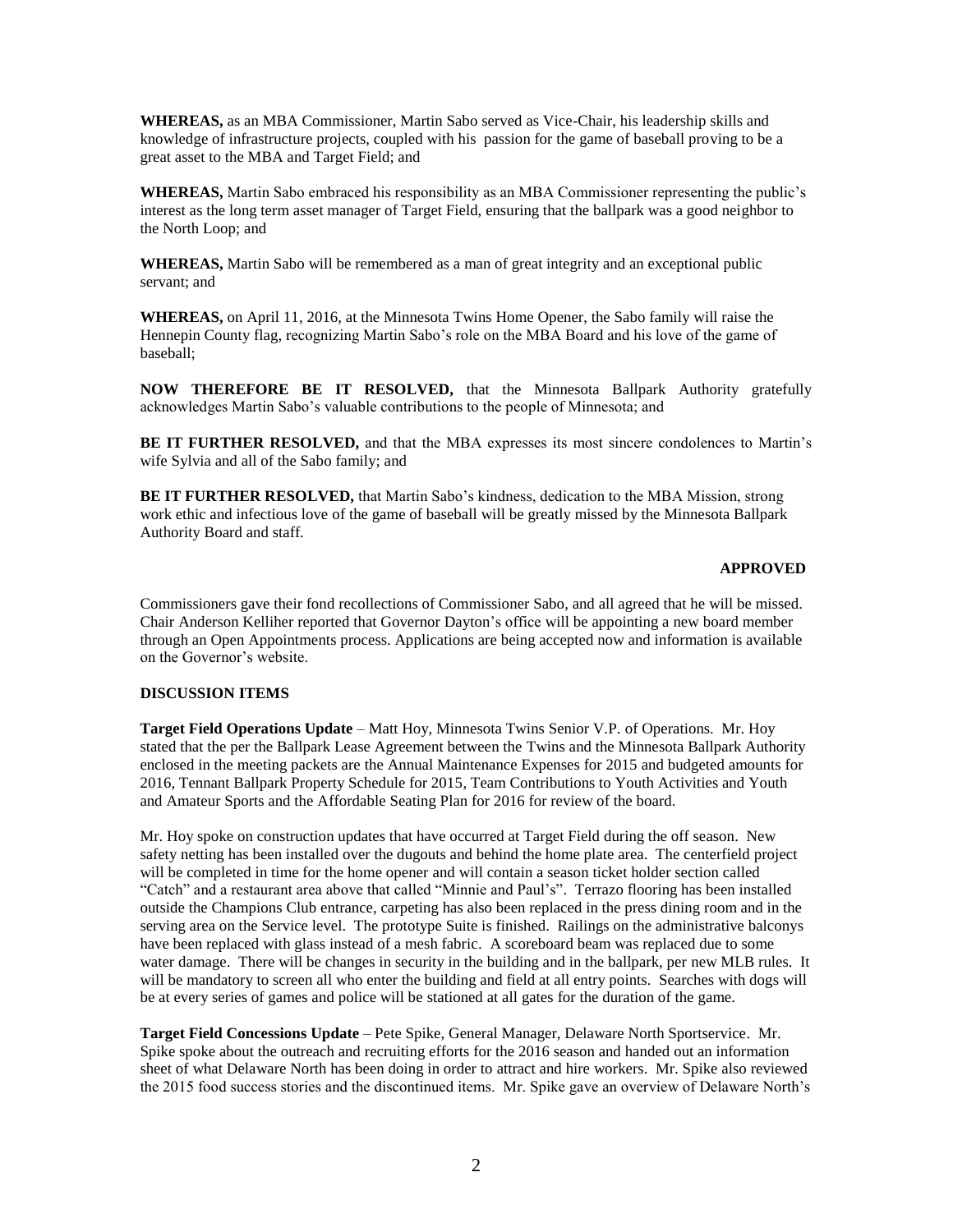**WHEREAS,** as an MBA Commissioner, Martin Sabo served as Vice-Chair, his leadership skills and knowledge of infrastructure projects, coupled with his passion for the game of baseball proving to be a great asset to the MBA and Target Field; and

**WHEREAS,** Martin Sabo embraced his responsibility as an MBA Commissioner representing the public's interest as the long term asset manager of Target Field, ensuring that the ballpark was a good neighbor to the North Loop; and

**WHEREAS,** Martin Sabo will be remembered as a man of great integrity and an exceptional public servant; and

**WHEREAS,** on April 11, 2016, at the Minnesota Twins Home Opener, the Sabo family will raise the Hennepin County flag, recognizing Martin Sabo's role on the MBA Board and his love of the game of baseball;

**NOW THEREFORE BE IT RESOLVED,** that the Minnesota Ballpark Authority gratefully acknowledges Martin Sabo's valuable contributions to the people of Minnesota; and

**BE IT FURTHER RESOLVED,** and that the MBA expresses its most sincere condolences to Martin's wife Sylvia and all of the Sabo family; and

**BE IT FURTHER RESOLVED,** that Martin Sabo's kindness, dedication to the MBA Mission, strong work ethic and infectious love of the game of baseball will be greatly missed by the Minnesota Ballpark Authority Board and staff.

**APPROVED**

Commissioners gave their fond recollections of Commissioner Sabo, and all agreed that he will be missed. Chair Anderson Kelliher reported that Governor Dayton's office will be appointing a new board member through an Open Appointments process. Applications are being accepted now and information is available on the Governor's website.

**DISCUSSION ITEMS**

**Target Field Operations Update** – Matt Hoy, Minnesota Twins Senior V.P. of Operations. Mr. Hoy stated that the per the Ballpark Lease Agreement between the Twins and the Minnesota Ballpark Authority enclosed in the meeting packets are the Annual Maintenance Expenses for 2015 and budgeted amounts for 2016, Tennant Ballpark Property Schedule for 2015, Team Contributions to Youth Activities and Youth and Amateur Sports and the Affordable Seating Plan for 2016 for review of the board.

Mr. Hoy spoke on construction updates that have occurred at Target Field during the off season. New safety netting has been installed over the dugouts and behind the home plate area. The centerfield project will be completed in time for the home opener and will contain a season ticket holder section called "Catch" and a restaurant area above that called "Minnie and Paul's". Terrazo flooring has been installed outside the Champions Club entrance, carpeting has also been replaced in the press dining room and in the serving area on the Service level. The prototype Suite is finished. Railings on the administrative balconys have been replaced with glass instead of a mesh fabric. A scoreboard beam was replaced due to some water damage. There will be changes in security in the building and in the ballpark, per new MLB rules. It will be mandatory to screen all who enter the building and field at all entry points. Searches with dogs will be at every series of games and police will be stationed at all gates for the duration of the game.

**Target Field Concessions Update** – Pete Spike, General Manager, Delaware North Sportservice. Mr. Spike spoke about the outreach and recruiting efforts for the 2016 season and handed out an information sheet of what Delaware North has been doing in order to attract and hire workers. Mr. Spike also reviewed the 2015 food success stories and the discontinued items. Mr. Spike gave an overview of Delaware North's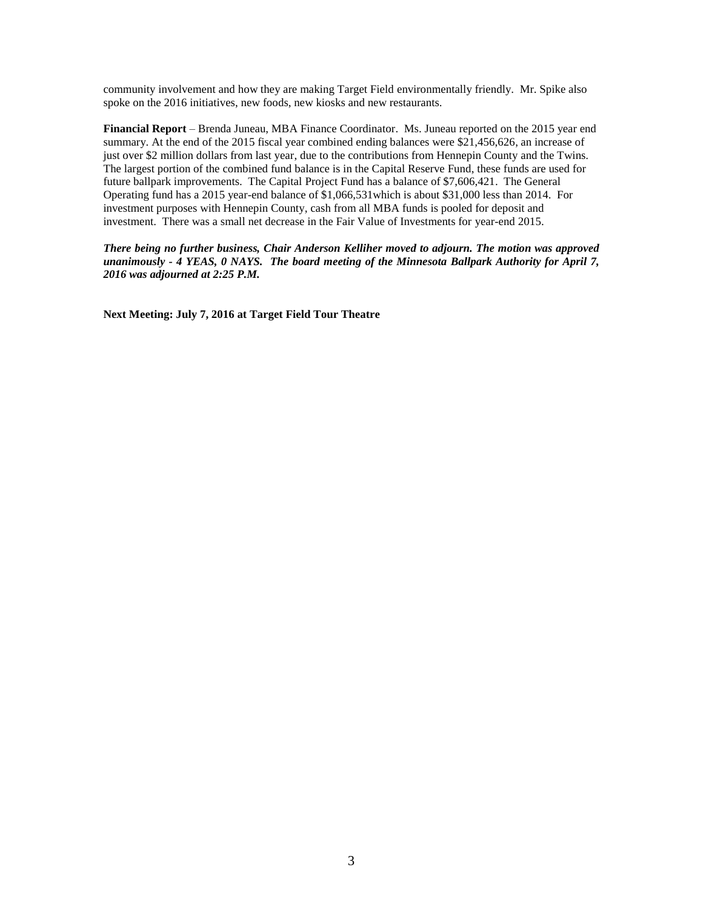community involvement and how they are making Target Field environmentally friendly. Mr. Spike also spoke on the 2016 initiatives, new foods, new kiosks and new restaurants.

**Financial Report** – Brenda Juneau, MBA Finance Coordinator. Ms. Juneau reported on the 2015 year end summary. At the end of the 2015 fiscal year combined ending balances were $21,456,626, an increase of just over $2 million dollars from last year, due to the contributions from Hennepin County and the Twins. The largest portion of the combined fund balance is in the Capital Reserve Fund, these funds are used for future ballpark improvements. The Capital Project Fund has a balance of $7,606,421. The General Operating fund has a 2015 year-end balance of $1,066,531which is about $31,000 less than 2014. For investment purposes with Hennepin County, cash from all MBA funds is pooled for deposit and investment. There was a small net decrease in the Fair Value of Investments for year-end 2015.

***There being no further business, Chair Anderson Kelliher moved to adjourn. The motion was approved unanimously - 4 YEAS, 0 NAYS. The board meeting of the Minnesota Ballpark Authority for April 7, 2016 was adjourned at 2:25 P.M.***

**Next Meeting: July 7, 2016 at Target Field Tour Theatre**